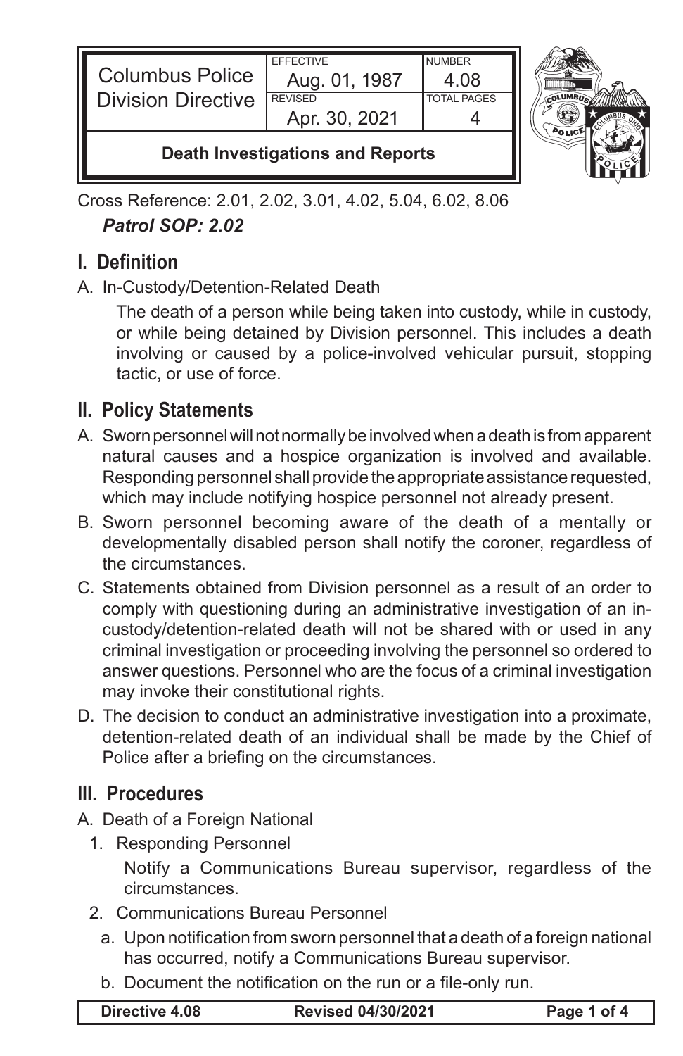| Columbus Police Division Directive | EFFECTIVE Aug. 01, 1987 | NUMBER 4.08 |
| --- | --- | --- |
| | REVISED Apr. 30, 2021 | TOTAL PAGES 4 |
| **Death Investigations and Reports** | | |

Cross Reference: 2.01, 2.02, 3.01, 4.02, 5.04, 6.02, 8.06

***Patrol SOP: 2.02***

## I. Definition

A. In-Custody/Detention-Related Death

The death of a person while being taken into custody, while in custody, or while being detained by Division personnel. This includes a death involving or caused by a police-involved vehicular pursuit, stopping tactic, or use of force.

## II. Policy Statements

A. Sworn personnel will not normally be involved when a death is from apparent natural causes and a hospice organization is involved and available. Responding personnel shall provide the appropriate assistance requested, which may include notifying hospice personnel not already present.

B. Sworn personnel becoming aware of the death of a mentally or developmentally disabled person shall notify the coroner, regardless of the circumstances.

C. Statements obtained from Division personnel as a result of an order to comply with questioning during an administrative investigation of an in-custody/detention-related death will not be shared with or used in any criminal investigation or proceeding involving the personnel so ordered to answer questions. Personnel who are the focus of a criminal investigation may invoke their constitutional rights.

D. The decision to conduct an administrative investigation into a proximate, detention-related death of an individual shall be made by the Chief of Police after a briefing on the circumstances.

## III. Procedures

A. Death of a Foreign National

1. Responding Personnel

   Notify a Communications Bureau supervisor, regardless of the circumstances.

2. Communications Bureau Personnel

   a. Upon notification from sworn personnel that a death of a foreign national has occurred, notify a Communications Bureau supervisor.

   b. Document the notification on the run or a file-only run.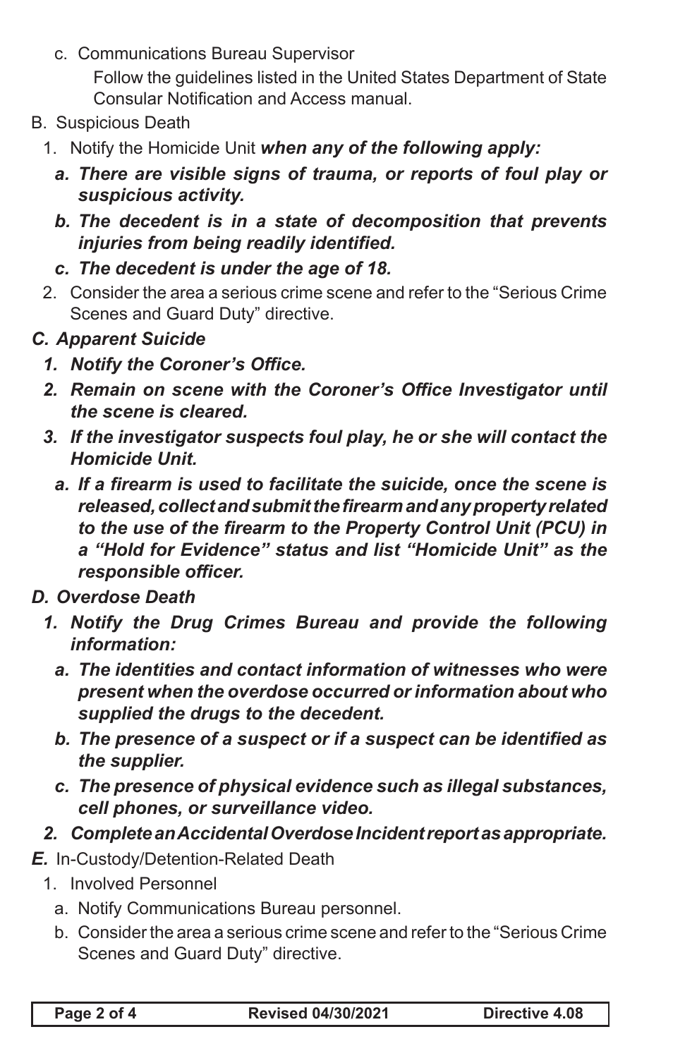c. Communications Bureau Supervisor

   Follow the guidelines listed in the United States Department of State Consular Notification and Access manual.

B. Suspicious Death

   1. Notify the Homicide Unit ***when any of the following apply:***

      ***a. There are visible signs of trauma, or reports of foul play or suspicious activity.***

      ***b. The decedent is in a state of decomposition that prevents injuries from being readily identified.***

      ***c. The decedent is under the age of 18.***

   2. Consider the area a serious crime scene and refer to the "Serious Crime Scenes and Guard Duty" directive.

***C. Apparent Suicide***

   ***1. Notify the Coroner's Office.***

   ***2. Remain on scene with the Coroner's Office Investigator until the scene is cleared.***

   ***3. If the investigator suspects foul play, he or she will contact the Homicide Unit.***

      ***a. If a firearm is used to facilitate the suicide, once the scene is released, collect and submit the firearm and any property related to the use of the firearm to the Property Control Unit (PCU) in a "Hold for Evidence" status and list "Homicide Unit" as the responsible officer.***

***D. Overdose Death***

   ***1. Notify the Drug Crimes Bureau and provide the following information:***

      ***a. The identities and contact information of witnesses who were present when the overdose occurred or information about who supplied the drugs to the decedent.***

      ***b. The presence of a suspect or if a suspect can be identified as the supplier.***

      ***c. The presence of physical evidence such as illegal substances, cell phones, or surveillance video.***

   ***2. Complete an Accidental Overdose Incident report as appropriate.***

***E.*** In-Custody/Detention-Related Death

   1. Involved Personnel

      a. Notify Communications Bureau personnel.

      b. Consider the area a serious crime scene and refer to the "Serious Crime Scenes and Guard Duty" directive.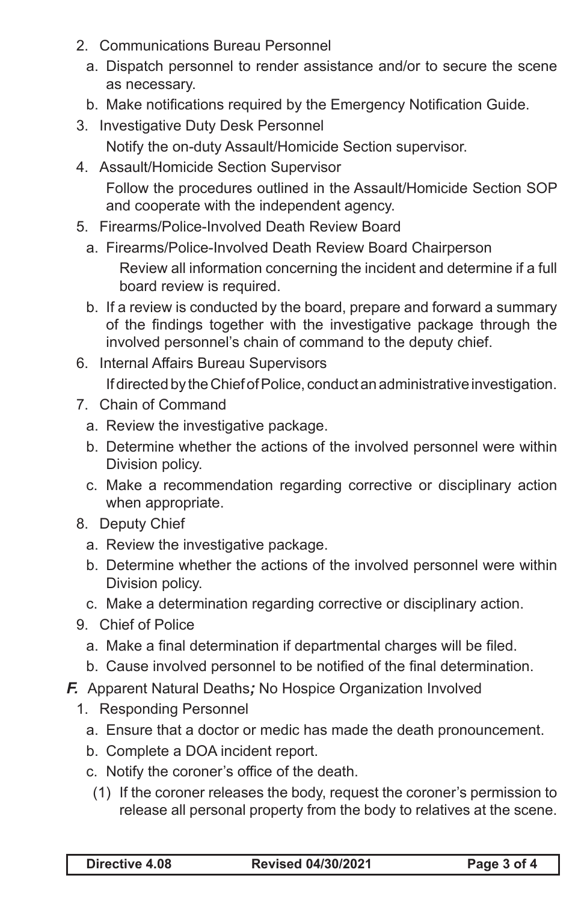2. Communications Bureau Personnel
   a. Dispatch personnel to render assistance and/or to secure the scene as necessary.
   b. Make notifications required by the Emergency Notification Guide.
3. Investigative Duty Desk Personnel

   Notify the on-duty Assault/Homicide Section supervisor.
4. Assault/Homicide Section Supervisor

   Follow the procedures outlined in the Assault/Homicide Section SOP and cooperate with the independent agency.
5. Firearms/Police-Involved Death Review Board
   a. Firearms/Police-Involved Death Review Board Chairperson

      Review all information concerning the incident and determine if a full board review is required.
   b. If a review is conducted by the board, prepare and forward a summary of the findings together with the investigative package through the involved personnel's chain of command to the deputy chief.
6. Internal Affairs Bureau Supervisors

   If directed by the Chief of Police, conduct an administrative investigation.
7. Chain of Command
   a. Review the investigative package.
   b. Determine whether the actions of the involved personnel were within Division policy.
   c. Make a recommendation regarding corrective or disciplinary action when appropriate.
8. Deputy Chief
   a. Review the investigative package.
   b. Determine whether the actions of the involved personnel were within Division policy.
   c. Make a determination regarding corrective or disciplinary action.
9. Chief of Police
   a. Make a final determination if departmental charges will be filed.
   b. Cause involved personnel to be notified of the final determination.

***F.*** Apparent Natural Deaths***;*** No Hospice Organization Involved

1. Responding Personnel
   a. Ensure that a doctor or medic has made the death pronouncement.
   b. Complete a DOA incident report.
   c. Notify the coroner's office of the death.
      (1) If the coroner releases the body, request the coroner's permission to release all personal property from the body to relatives at the scene.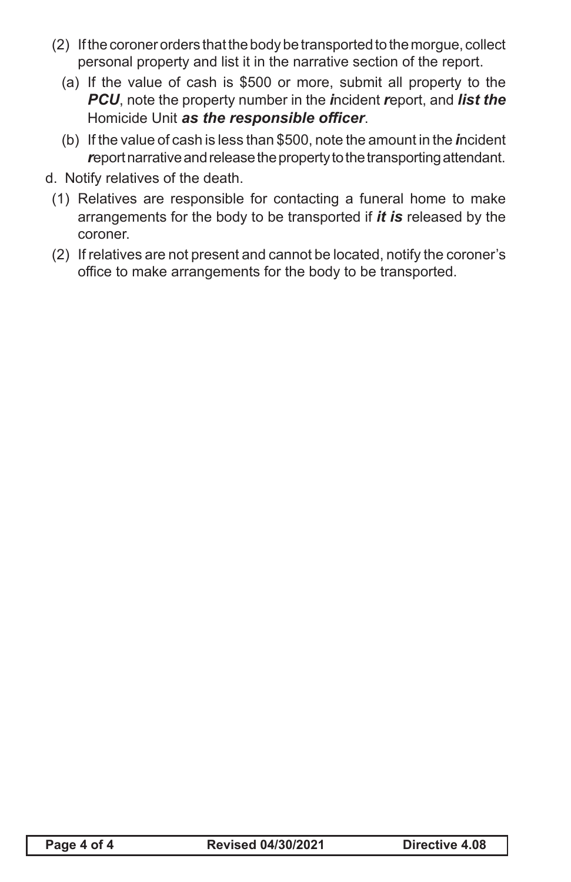(2) If the coroner orders that the body be transported to the morgue, collect personal property and list it in the narrative section of the report.

   (a) If the value of cash is $500 or more, submit all property to the ***PCU***, note the property number in the ***i***ncident ***r***eport, and ***list the*** Homicide Unit ***as the responsible officer***.

   (b) If the value of cash is less than $500, note the amount in the ***i***ncident ***r***eport narrative and release the property to the transporting attendant.

d. Notify relatives of the death.

   (1) Relatives are responsible for contacting a funeral home to make arrangements for the body to be transported if ***it is*** released by the coroner.

   (2) If relatives are not present and cannot be located, notify the coroner's office to make arrangements for the body to be transported.